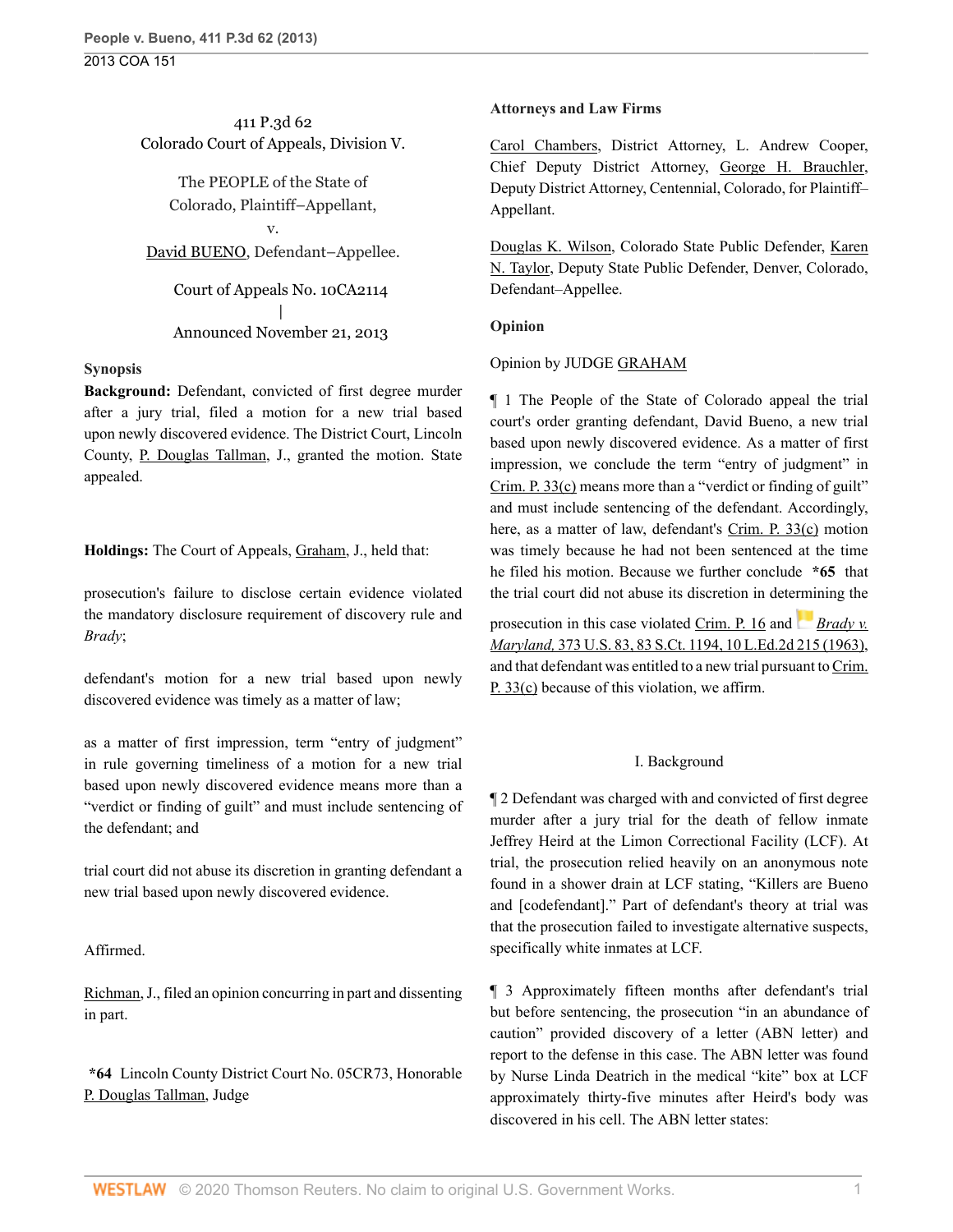411 P.3d 62
Colorado Court of Appeals, Division V.

The PEOPLE of the State of Colorado, Plaintiff–Appellant,
v.
David BUENO, Defendant–Appellee.

Court of Appeals No. 10CA2114
|
Announced November 21, 2013

**Synopsis**

**Background:** Defendant, convicted of first degree murder after a jury trial, filed a motion for a new trial based upon newly discovered evidence. The District Court, Lincoln County, P. Douglas Tallman, J., granted the motion. State appealed.

**Holdings:** The Court of Appeals, Graham, J., held that:

prosecution's failure to disclose certain evidence violated the mandatory disclosure requirement of discovery rule and *Brady*;

defendant's motion for a new trial based upon newly discovered evidence was timely as a matter of law;

as a matter of first impression, term "entry of judgment" in rule governing timeliness of a motion for a new trial based upon newly discovered evidence means more than a "verdict or finding of guilt" and must include sentencing of the defendant; and

trial court did not abuse its discretion in granting defendant a new trial based upon newly discovered evidence.

Affirmed.

Richman, J., filed an opinion concurring in part and dissenting in part.

**\*64** Lincoln County District Court No. 05CR73, Honorable P. Douglas Tallman, Judge

**Attorneys and Law Firms**

Carol Chambers, District Attorney, L. Andrew Cooper, Chief Deputy District Attorney, George H. Brauchler, Deputy District Attorney, Centennial, Colorado, for Plaintiff–Appellant.

Douglas K. Wilson, Colorado State Public Defender, Karen N. Taylor, Deputy State Public Defender, Denver, Colorado, Defendant–Appellee.

**Opinion**

Opinion by JUDGE GRAHAM

¶ 1 The People of the State of Colorado appeal the trial court's order granting defendant, David Bueno, a new trial based upon newly discovered evidence. As a matter of first impression, we conclude the term "entry of judgment" in Crim. P. 33(c) means more than a "verdict or finding of guilt" and must include sentencing of the defendant. Accordingly, here, as a matter of law, defendant's Crim. P. 33(c) motion was timely because he had not been sentenced at the time he filed his motion. Because we further conclude **\*65** that the trial court did not abuse its discretion in determining the prosecution in this case violated Crim. P. 16 and *Brady v. Maryland,* 373 U.S. 83, 83 S.Ct. 1194, 10 L.Ed.2d 215 (1963), and that defendant was entitled to a new trial pursuant to Crim. P. 33(c) because of this violation, we affirm.

## I. Background

¶ 2 Defendant was charged with and convicted of first degree murder after a jury trial for the death of fellow inmate Jeffrey Heird at the Limon Correctional Facility (LCF). At trial, the prosecution relied heavily on an anonymous note found in a shower drain at LCF stating, "Killers are Bueno and [codefendant]." Part of defendant's theory at trial was that the prosecution failed to investigate alternative suspects, specifically white inmates at LCF.

¶ 3 Approximately fifteen months after defendant's trial but before sentencing, the prosecution "in an abundance of caution" provided discovery of a letter (ABN letter) and report to the defense in this case. The ABN letter was found by Nurse Linda Deatrich in the medical "kite" box at LCF approximately thirty-five minutes after Heird's body was discovered in his cell. The ABN letter states: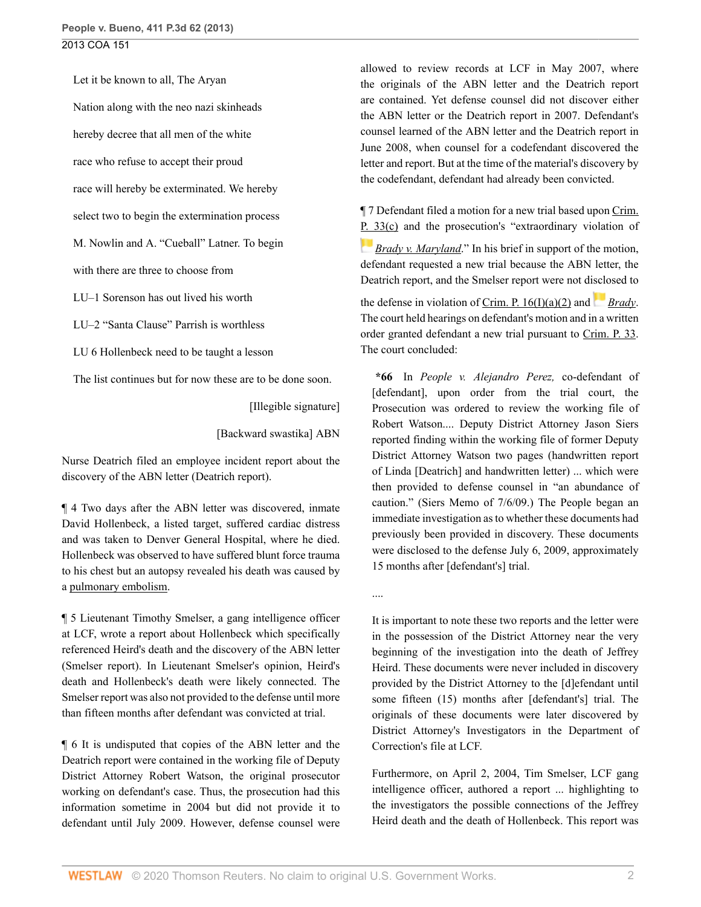Let it be known to all, The Aryan

Nation along with the neo nazi skinheads

hereby decree that all men of the white

race who refuse to accept their proud

race will hereby be exterminated. We hereby

select two to begin the extermination process

M. Nowlin and A. "Cueball" Latner. To begin

with there are three to choose from

LU–1 Sorenson has out lived his worth

LU–2 "Santa Clause" Parrish is worthless

LU 6 Hollenbeck need to be taught a lesson

The list continues but for now these are to be done soon.

[Illegible signature]

[Backward swastika] ABN

Nurse Deatrich filed an employee incident report about the discovery of the ABN letter (Deatrich report).

¶ 4 Two days after the ABN letter was discovered, inmate David Hollenbeck, a listed target, suffered cardiac distress and was taken to Denver General Hospital, where he died. Hollenbeck was observed to have suffered blunt force trauma to his chest but an autopsy revealed his death was caused by a pulmonary embolism.

¶ 5 Lieutenant Timothy Smelser, a gang intelligence officer at LCF, wrote a report about Hollenbeck which specifically referenced Heird's death and the discovery of the ABN letter (Smelser report). In Lieutenant Smelser's opinion, Heird's death and Hollenbeck's death were likely connected. The Smelser report was also not provided to the defense until more than fifteen months after defendant was convicted at trial.

¶ 6 It is undisputed that copies of the ABN letter and the Deatrich report were contained in the working file of Deputy District Attorney Robert Watson, the original prosecutor working on defendant's case. Thus, the prosecution had this information sometime in 2004 but did not provide it to defendant until July 2009. However, defense counsel were allowed to review records at LCF in May 2007, where the originals of the ABN letter and the Deatrich report are contained. Yet defense counsel did not discover either the ABN letter or the Deatrich report in 2007. Defendant's counsel learned of the ABN letter and the Deatrich report in June 2008, when counsel for a codefendant discovered the letter and report. But at the time of the material's discovery by the codefendant, defendant had already been convicted.

¶ 7 Defendant filed a motion for a new trial based upon Crim. P. 33(c) and the prosecution's "extraordinary violation of *Brady v. Maryland*." In his brief in support of the motion, defendant requested a new trial because the ABN letter, the Deatrich report, and the Smelser report were not disclosed to the defense in violation of Crim. P. 16(I)(a)(2) and *Brady*. The court held hearings on defendant's motion and in a written order granted defendant a new trial pursuant to Crim. P. 33. The court concluded:

> **\*66** In *People v. Alejandro Perez,* co-defendant of [defendant], upon order from the trial court, the Prosecution was ordered to review the working file of Robert Watson.... Deputy District Attorney Jason Siers reported finding within the working file of former Deputy District Attorney Watson two pages (handwritten report of Linda [Deatrich] and handwritten letter) ... which were then provided to defense counsel in "an abundance of caution." (Siers Memo of 7/6/09.) The People began an immediate investigation as to whether these documents had previously been provided in discovery. These documents were disclosed to the defense July 6, 2009, approximately 15 months after [defendant's] trial.
>
> ....
>
> It is important to note these two reports and the letter were in the possession of the District Attorney near the very beginning of the investigation into the death of Jeffrey Heird. These documents were never included in discovery provided by the District Attorney to the [d]efendant until some fifteen (15) months after [defendant's] trial. The originals of these documents were later discovered by District Attorney's Investigators in the Department of Correction's file at LCF.
>
> Furthermore, on April 2, 2004, Tim Smelser, LCF gang intelligence officer, authored a report ... highlighting to the investigators the possible connections of the Jeffrey Heird death and the death of Hollenbeck. This report was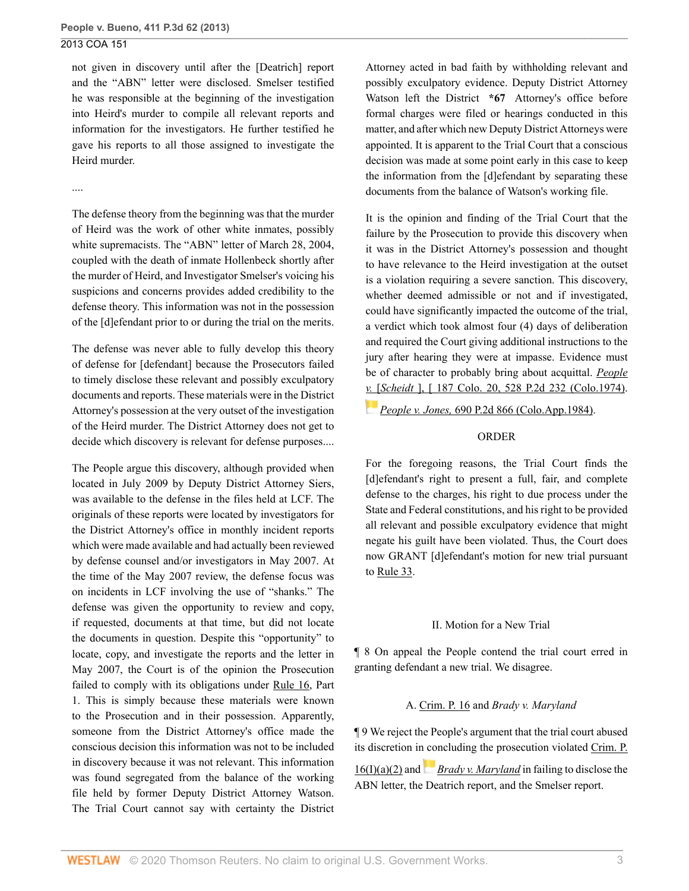not given in discovery until after the [Deatrich] report and the "ABN" letter were disclosed. Smelser testified he was responsible at the beginning of the investigation into Heird's murder to compile all relevant reports and information for the investigators. He further testified he gave his reports to all those assigned to investigate the Heird murder.

....

The defense theory from the beginning was that the murder of Heird was the work of other white inmates, possibly white supremacists. The "ABN" letter of March 28, 2004, coupled with the death of inmate Hollenbeck shortly after the murder of Heird, and Investigator Smelser's voicing his suspicions and concerns provides added credibility to the defense theory. This information was not in the possession of the [d]efendant prior to or during the trial on the merits.

The defense was never able to fully develop this theory of defense for [defendant] because the Prosecutors failed to timely disclose these relevant and possibly exculpatory documents and reports. These materials were in the District Attorney's possession at the very outset of the investigation of the Heird murder. The District Attorney does not get to decide which discovery is relevant for defense purposes....

The People argue this discovery, although provided when located in July 2009 by Deputy District Attorney Siers, was available to the defense in the files held at LCF. The originals of these reports were located by investigators for the District Attorney's office in monthly incident reports which were made available and had actually been reviewed by defense counsel and/or investigators in May 2007. At the time of the May 2007 review, the defense focus was on incidents in LCF involving the use of "shanks." The defense was given the opportunity to review and copy, if requested, documents at that time, but did not locate the documents in question. Despite this "opportunity" to locate, copy, and investigate the reports and the letter in May 2007, the Court is of the opinion the Prosecution failed to comply with its obligations under Rule 16, Part 1. This is simply because these materials were known to the Prosecution and in their possession. Apparently, someone from the District Attorney's office made the conscious decision this information was not to be included in discovery because it was not relevant. This information was found segregated from the balance of the working file held by former Deputy District Attorney Watson. The Trial Court cannot say with certainty the District Attorney acted in bad faith by withholding relevant and possibly exculpatory evidence. Deputy District Attorney Watson left the District **\*67** Attorney's office before formal charges were filed or hearings conducted in this matter, and after which new Deputy District Attorneys were appointed. It is apparent to the Trial Court that a conscious decision was made at some point early in this case to keep the information from the [d]efendant by separating these documents from the balance of Watson's working file.

It is the opinion and finding of the Trial Court that the failure by the Prosecution to provide this discovery when it was in the District Attorney's possession and thought to have relevance to the Heird investigation at the outset is a violation requiring a severe sanction. This discovery, whether deemed admissible or not and if investigated, could have significantly impacted the outcome of the trial, a verdict which took almost four (4) days of deliberation and required the Court giving additional instructions to the jury after hearing they were at impasse. Evidence must be of character to probably bring about acquittal. *People v. [Scheidt ]*, [ 187 Colo. 20, 528 P.2d 232 (Colo.1974). *People v. Jones,* 690 P.2d 866 (Colo.App.1984).

ORDER

For the foregoing reasons, the Trial Court finds the [d]efendant's right to present a full, fair, and complete defense to the charges, his right to due process under the State and Federal constitutions, and his right to be provided all relevant and possible exculpatory evidence that might negate his guilt have been violated. Thus, the Court does now GRANT [d]efendant's motion for new trial pursuant to Rule 33.

## II. Motion for a New Trial

¶ 8 On appeal the People contend the trial court erred in granting defendant a new trial. We disagree.

### A. Crim. P. 16 and *Brady v. Maryland*

¶ 9 We reject the People's argument that the trial court abused its discretion in concluding the prosecution violated Crim. P. 16(I)(a)(2) and *Brady v. Maryland* in failing to disclose the ABN letter, the Deatrich report, and the Smelser report.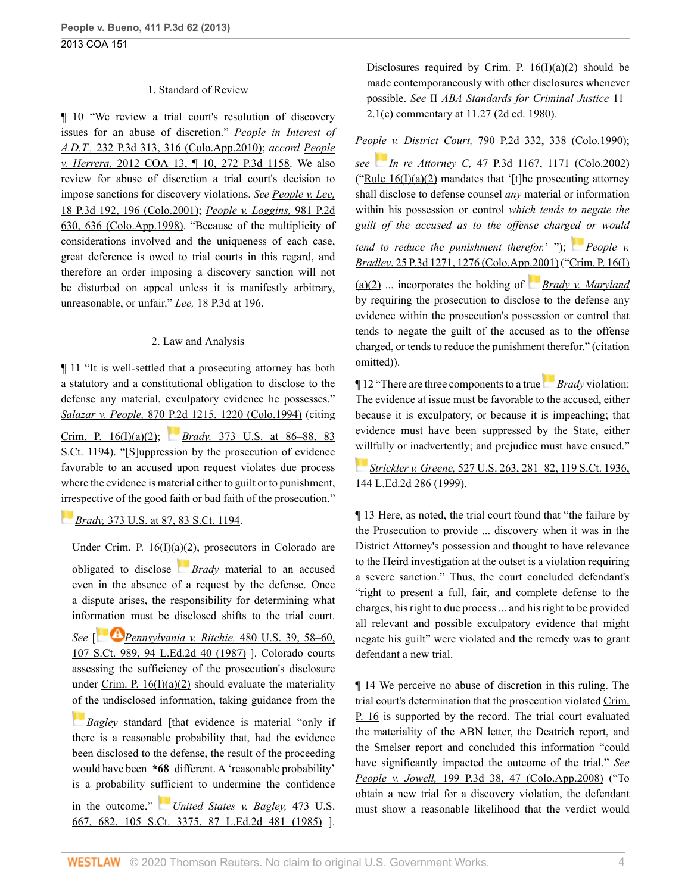### 1. Standard of Review

¶ 10 "We review a trial court's resolution of discovery issues for an abuse of discretion." *People in Interest of A.D.T.,* 232 P.3d 313, 316 (Colo.App.2010); *accord People v. Herrera,* 2012 COA 13, ¶ 10, 272 P.3d 1158. We also review for abuse of discretion a trial court's decision to impose sanctions for discovery violations. *See People v. Lee,* 18 P.3d 192, 196 (Colo.2001); *People v. Loggins,* 981 P.2d 630, 636 (Colo.App.1998). "Because of the multiplicity of considerations involved and the uniqueness of each case, great deference is owed to trial courts in this regard, and therefore an order imposing a discovery sanction will not be disturbed on appeal unless it is manifestly arbitrary, unreasonable, or unfair." *Lee,* 18 P.3d at 196.

### 2. Law and Analysis

¶ 11 "It is well-settled that a prosecuting attorney has both a statutory and a constitutional obligation to disclose to the defense any material, exculpatory evidence he possesses." *Salazar v. People,* 870 P.2d 1215, 1220 (Colo.1994) (citing Crim. P. 16(I)(a)(2); *Brady,* 373 U.S. at 86–88, 83 S.Ct. 1194). "[S]uppression by the prosecution of evidence favorable to an accused upon request violates due process where the evidence is material either to guilt or to punishment, irrespective of the good faith or bad faith of the prosecution." *Brady,* 373 U.S. at 87, 83 S.Ct. 1194.

> Under Crim. P. 16(I)(a)(2), prosecutors in Colorado are obligated to disclose *Brady* material to an accused even in the absence of a request by the defense. Once a dispute arises, the responsibility for determining what information must be disclosed shifts to the trial court. *See* [*Pennsylvania v. Ritchie,* 480 U.S. 39, 58–60, 107 S.Ct. 989, 94 L.Ed.2d 40 (1987) ]. Colorado courts assessing the sufficiency of the prosecution's disclosure under Crim. P. 16(I)(a)(2) should evaluate the materiality of the undisclosed information, taking guidance from the *Bagley* standard [that evidence is material "only if there is a reasonable probability that, had the evidence been disclosed to the defense, the result of the proceeding would have been **\*68** different. A 'reasonable probability' is a probability sufficient to undermine the confidence in the outcome." *United States v. Bagley,* 473 U.S. 667, 682, 105 S.Ct. 3375, 87 L.Ed.2d 481 (1985) ]. Disclosures required by Crim. P. 16(I)(a)(2) should be made contemporaneously with other disclosures whenever possible. *See* II *ABA Standards for Criminal Justice* 11–2.1(c) commentary at 11.27 (2d ed. 1980).

*People v. District Court,* 790 P.2d 332, 338 (Colo.1990); *see In re Attorney C,* 47 P.3d 1167, 1171 (Colo.2002) ("Rule 16(I)(a)(2) mandates that '[t]he prosecuting attorney shall disclose to defense counsel *any* material or information within his possession or control *which tends to negate the guilt of the accused as to the offense charged or would tend to reduce the punishment therefor.*' "); *People v. Bradley,* 25 P.3d 1271, 1276 (Colo.App.2001) ("Crim. P. 16(I)(a)(2) ... incorporates the holding of *Brady v. Maryland* by requiring the prosecution to disclose to the defense any evidence within the prosecution's possession or control that tends to negate the guilt of the accused as to the offense charged, or tends to reduce the punishment therefor." (citation omitted)).

¶ 12 "There are three components to a true *Brady* violation: The evidence at issue must be favorable to the accused, either because it is exculpatory, or because it is impeaching; that evidence must have been suppressed by the State, either willfully or inadvertently; and prejudice must have ensued." *Strickler v. Greene,* 527 U.S. 263, 281–82, 119 S.Ct. 1936, 144 L.Ed.2d 286 (1999).

¶ 13 Here, as noted, the trial court found that "the failure by the Prosecution to provide ... discovery when it was in the District Attorney's possession and thought to have relevance to the Heird investigation at the outset is a violation requiring a severe sanction." Thus, the court concluded defendant's "right to present a full, fair, and complete defense to the charges, his right to due process ... and his right to be provided all relevant and possible exculpatory evidence that might negate his guilt" were violated and the remedy was to grant defendant a new trial.

¶ 14 We perceive no abuse of discretion in this ruling. The trial court's determination that the prosecution violated Crim. P. 16 is supported by the record. The trial court evaluated the materiality of the ABN letter, the Deatrich report, and the Smelser report and concluded this information "could have significantly impacted the outcome of the trial." *See People v. Jowell,* 199 P.3d 38, 47 (Colo.App.2008) ("To obtain a new trial for a discovery violation, the defendant must show a reasonable likelihood that the verdict would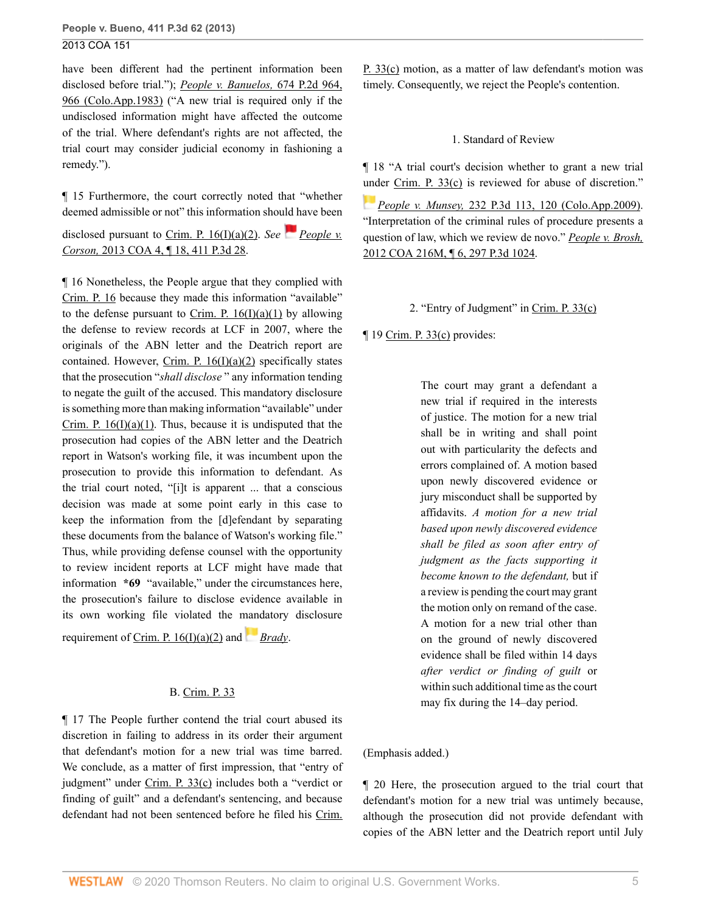have been different had the pertinent information been disclosed before trial."); *People v. Banuelos,* 674 P.2d 964, 966 (Colo.App.1983) ("A new trial is required only if the undisclosed information might have affected the outcome of the trial. Where defendant's rights are not affected, the trial court may consider judicial economy in fashioning a remedy.").

¶ 15 Furthermore, the court correctly noted that "whether deemed admissible or not" this information should have been disclosed pursuant to Crim. P. 16(I)(a)(2). *See* *People v. Corson,* 2013 COA 4, ¶ 18, 411 P.3d 28.

¶ 16 Nonetheless, the People argue that they complied with Crim. P. 16 because they made this information "available" to the defense pursuant to Crim. P. 16(I)(a)(1) by allowing the defense to review records at LCF in 2007, where the originals of the ABN letter and the Deatrich report are contained. However, Crim. P. 16(I)(a)(2) specifically states that the prosecution "*shall disclose* " any information tending to negate the guilt of the accused. This mandatory disclosure is something more than making information "available" under Crim. P. 16(I)(a)(1). Thus, because it is undisputed that the prosecution had copies of the ABN letter and the Deatrich report in Watson's working file, it was incumbent upon the prosecution to provide this information to defendant. As the trial court noted, "[i]t is apparent ... that a conscious decision was made at some point early in this case to keep the information from the [d]efendant by separating these documents from the balance of Watson's working file." Thus, while providing defense counsel with the opportunity to review incident reports at LCF might have made that information **\*69** "available," under the circumstances here, the prosecution's failure to disclose evidence available in its own working file violated the mandatory disclosure requirement of Crim. P. 16(I)(a)(2) and *Brady*.

### B. Crim. P. 33

¶ 17 The People further contend the trial court abused its discretion in failing to address in its order their argument that defendant's motion for a new trial was time barred. We conclude, as a matter of first impression, that "entry of judgment" under Crim. P. 33(c) includes both a "verdict or finding of guilt" and a defendant's sentencing, and because defendant had not been sentenced before he filed his Crim. P. 33(c) motion, as a matter of law defendant's motion was timely. Consequently, we reject the People's contention.

#### 1. Standard of Review

¶ 18 "A trial court's decision whether to grant a new trial under Crim. P. 33(c) is reviewed for abuse of discretion." *People v. Munsey,* 232 P.3d 113, 120 (Colo.App.2009). "Interpretation of the criminal rules of procedure presents a question of law, which we review de novo." *People v. Brosh,* 2012 COA 216M, ¶ 6, 297 P.3d 1024.

#### 2. "Entry of Judgment" in Crim. P. 33(c)

¶ 19 Crim. P. 33(c) provides:

> The court may grant a defendant a new trial if required in the interests of justice. The motion for a new trial shall be in writing and shall point out with particularity the defects and errors complained of. A motion based upon newly discovered evidence or jury misconduct shall be supported by affidavits. *A motion for a new trial based upon newly discovered evidence shall be filed as soon after entry of judgment as the facts supporting it become known to the defendant,* but if a review is pending the court may grant the motion only on remand of the case. A motion for a new trial other than on the ground of newly discovered evidence shall be filed within 14 days *after verdict or finding of guilt* or within such additional time as the court may fix during the 14–day period.

(Emphasis added.)

¶ 20 Here, the prosecution argued to the trial court that defendant's motion for a new trial was untimely because, although the prosecution did not provide defendant with copies of the ABN letter and the Deatrich report until July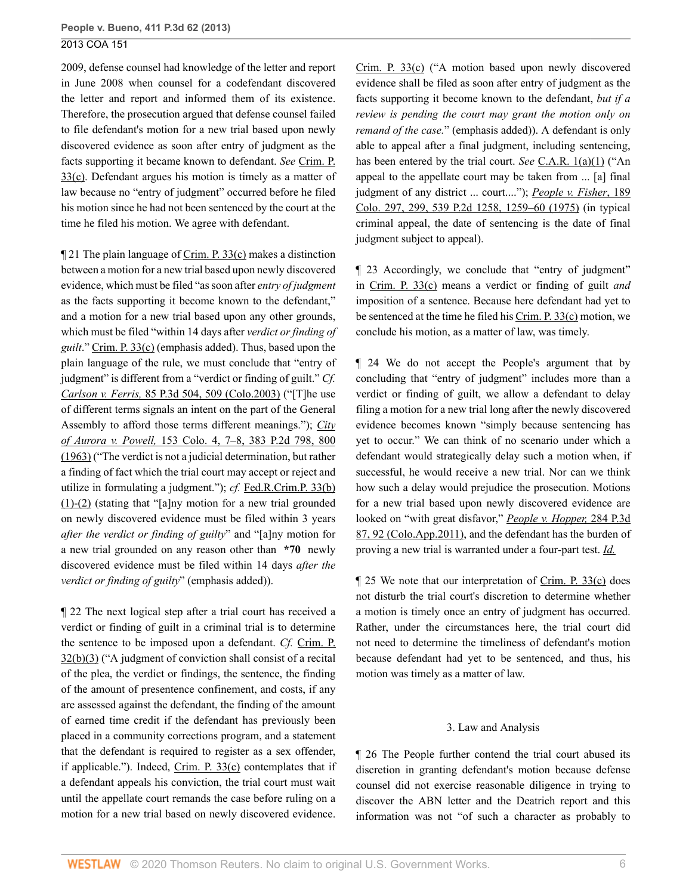2009, defense counsel had knowledge of the letter and report in June 2008 when counsel for a codefendant discovered the letter and report and informed them of its existence. Therefore, the prosecution argued that defense counsel failed to file defendant's motion for a new trial based upon newly discovered evidence as soon after entry of judgment as the facts supporting it became known to defendant. *See* Crim. P. 33(c). Defendant argues his motion is timely as a matter of law because no "entry of judgment" occurred before he filed his motion since he had not been sentenced by the court at the time he filed his motion. We agree with defendant.

¶ 21 The plain language of Crim. P. 33(c) makes a distinction between a motion for a new trial based upon newly discovered evidence, which must be filed "as soon after *entry of judgment* as the facts supporting it become known to the defendant," and a motion for a new trial based upon any other grounds, which must be filed "within 14 days after *verdict or finding of guilt*." Crim. P. 33(c) (emphasis added). Thus, based upon the plain language of the rule, we must conclude that "entry of judgment" is different from a "verdict or finding of guilt." *Cf. Carlson v. Ferris,* 85 P.3d 504, 509 (Colo.2003) ("[T]he use of different terms signals an intent on the part of the General Assembly to afford those terms different meanings."); *City of Aurora v. Powell,* 153 Colo. 4, 7–8, 383 P.2d 798, 800 (1963) ("The verdict is not a judicial determination, but rather a finding of fact which the trial court may accept or reject and utilize in formulating a judgment."); *cf.* Fed.R.Crim.P. 33(b)(1)-(2) (stating that "[a]ny motion for a new trial grounded on newly discovered evidence must be filed within 3 years *after the verdict or finding of guilty*" and "[a]ny motion for a new trial grounded on any reason other than **\*70** newly discovered evidence must be filed within 14 days *after the verdict or finding of guilty*" (emphasis added)).

¶ 22 The next logical step after a trial court has received a verdict or finding of guilt in a criminal trial is to determine the sentence to be imposed upon a defendant. *Cf.* Crim. P. 32(b)(3) ("A judgment of conviction shall consist of a recital of the plea, the verdict or findings, the sentence, the finding of the amount of presentence confinement, and costs, if any are assessed against the defendant, the finding of the amount of earned time credit if the defendant has previously been placed in a community corrections program, and a statement that the defendant is required to register as a sex offender, if applicable."). Indeed, Crim. P. 33(c) contemplates that if a defendant appeals his conviction, the trial court must wait until the appellate court remands the case before ruling on a motion for a new trial based on newly discovered evidence. Crim. P. 33(c) ("A motion based upon newly discovered evidence shall be filed as soon after entry of judgment as the facts supporting it become known to the defendant, *but if a review is pending the court may grant the motion only on remand of the case.*" (emphasis added)). A defendant is only able to appeal after a final judgment, including sentencing, has been entered by the trial court. *See* C.A.R. 1(a)(1) ("An appeal to the appellate court may be taken from ... [a] final judgment of any district ... court...."); *People v. Fisher*, 189 Colo. 297, 299, 539 P.2d 1258, 1259–60 (1975) (in typical criminal appeal, the date of sentencing is the date of final judgment subject to appeal).

¶ 23 Accordingly, we conclude that "entry of judgment" in Crim. P. 33(c) means a verdict or finding of guilt *and* imposition of a sentence. Because here defendant had yet to be sentenced at the time he filed his Crim. P. 33(c) motion, we conclude his motion, as a matter of law, was timely.

¶ 24 We do not accept the People's argument that by concluding that "entry of judgment" includes more than a verdict or finding of guilt, we allow a defendant to delay filing a motion for a new trial long after the newly discovered evidence becomes known "simply because sentencing has yet to occur." We can think of no scenario under which a defendant would strategically delay such a motion when, if successful, he would receive a new trial. Nor can we think how such a delay would prejudice the prosecution. Motions for a new trial based upon newly discovered evidence are looked on "with great disfavor," *People v. Hopper,* 284 P.3d 87, 92 (Colo.App.2011), and the defendant has the burden of proving a new trial is warranted under a four-part test. *Id.*

¶ 25 We note that our interpretation of Crim. P. 33(c) does not disturb the trial court's discretion to determine whether a motion is timely once an entry of judgment has occurred. Rather, under the circumstances here, the trial court did not need to determine the timeliness of defendant's motion because defendant had yet to be sentenced, and thus, his motion was timely as a matter of law.

### 3. Law and Analysis

¶ 26 The People further contend the trial court abused its discretion in granting defendant's motion because defense counsel did not exercise reasonable diligence in trying to discover the ABN letter and the Deatrich report and this information was not "of such a character as probably to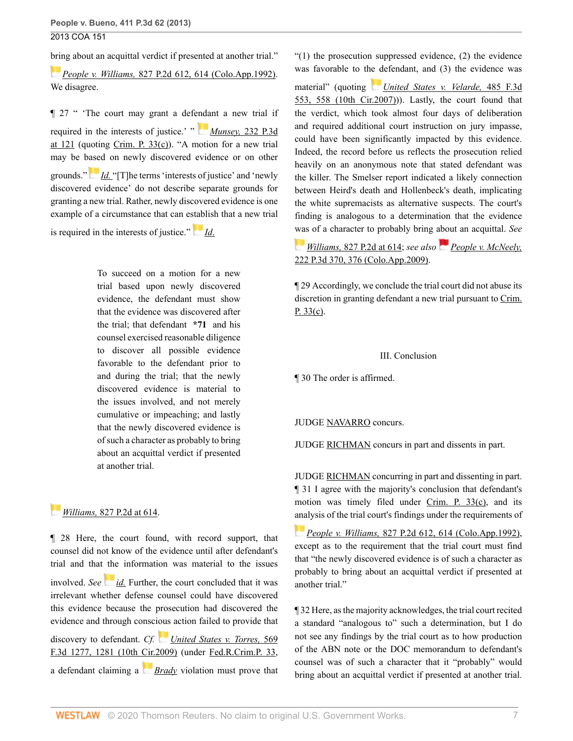bring about an acquittal verdict if presented at another trial." *People v. Williams,* 827 P.2d 612, 614 (Colo.App.1992). We disagree.

¶ 27 " 'The court may grant a defendant a new trial if required in the interests of justice.' " *Munsey,* 232 P.3d at 121 (quoting Crim. P. 33(c)). "A motion for a new trial may be based on newly discovered evidence or on other grounds." *Id.* "[T]he terms 'interests of justice' and 'newly discovered evidence' do not describe separate grounds for granting a new trial. Rather, newly discovered evidence is one example of a circumstance that can establish that a new trial is required in the interests of justice." *Id.*

> To succeed on a motion for a new trial based upon newly discovered evidence, the defendant must show that the evidence was discovered after the trial; that defendant **\*71** and his counsel exercised reasonable diligence to discover all possible evidence favorable to the defendant prior to and during the trial; that the newly discovered evidence is material to the issues involved, and not merely cumulative or impeaching; and lastly that the newly discovered evidence is of such a character as probably to bring about an acquittal verdict if presented at another trial.

*Williams,* 827 P.2d at 614.

¶ 28 Here, the court found, with record support, that counsel did not know of the evidence until after defendant's trial and that the information was material to the issues involved. *See id.* Further, the court concluded that it was irrelevant whether defense counsel could have discovered this evidence because the prosecution had discovered the evidence and through conscious action failed to provide that discovery to defendant. *Cf. United States v. Torres,* 569 F.3d 1277, 1281 (10th Cir.2009) (under Fed.R.Crim.P. 33, a defendant claiming a *Brady* violation must prove that "(1) the prosecution suppressed evidence, (2) the evidence was favorable to the defendant, and (3) the evidence was material" (quoting *United States v. Velarde,* 485 F.3d 553, 558 (10th Cir.2007))). Lastly, the court found that the verdict, which took almost four days of deliberation and required additional court instruction on jury impasse, could have been significantly impacted by this evidence. Indeed, the record before us reflects the prosecution relied heavily on an anonymous note that stated defendant was the killer. The Smelser report indicated a likely connection between Heird's death and Hollenbeck's death, implicating the white supremacists as alternative suspects. The court's finding is analogous to a determination that the evidence was of a character to probably bring about an acquittal. *See Williams,* 827 P.2d at 614; *see also People v. McNeely,* 222 P.3d 370, 376 (Colo.App.2009).

¶ 29 Accordingly, we conclude the trial court did not abuse its discretion in granting defendant a new trial pursuant to Crim. P. 33(c).

## III. Conclusion

¶ 30 The order is affirmed.

JUDGE NAVARRO concurs.

JUDGE RICHMAN concurs in part and dissents in part.

JUDGE RICHMAN concurring in part and dissenting in part.

¶ 31 I agree with the majority's conclusion that defendant's motion was timely filed under Crim. P. 33(c), and its analysis of the trial court's findings under the requirements of *People v. Williams,* 827 P.2d 612, 614 (Colo.App.1992), except as to the requirement that the trial court must find that "the newly discovered evidence is of such a character as probably to bring about an acquittal verdict if presented at another trial."

¶ 32 Here, as the majority acknowledges, the trial court recited a standard "analogous to" such a determination, but I do not see any findings by the trial court as to how production of the ABN note or the DOC memorandum to defendant's counsel was of such a character that it "probably" would bring about an acquittal verdict if presented at another trial.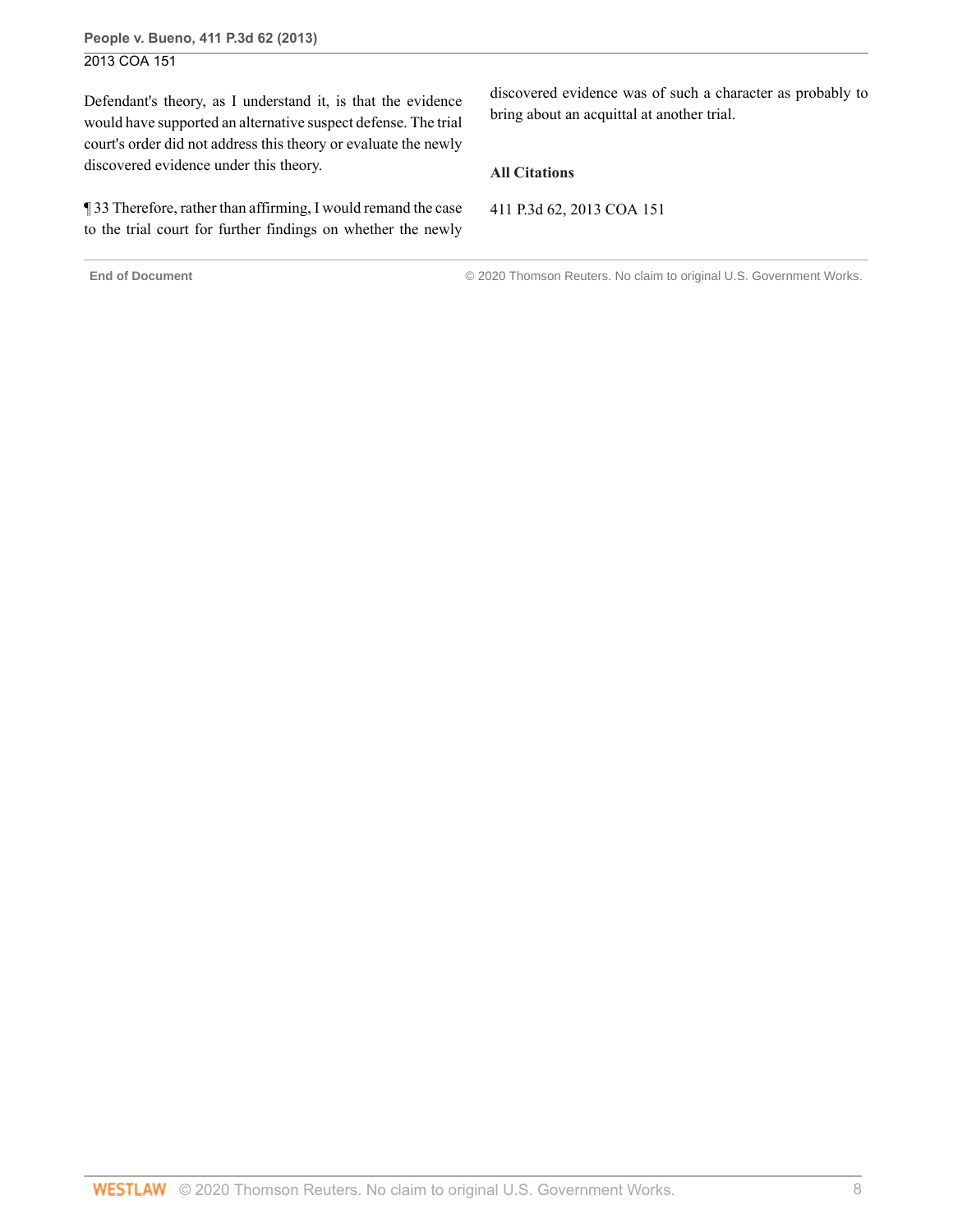Defendant's theory, as I understand it, is that the evidence would have supported an alternative suspect defense. The trial court's order did not address this theory or evaluate the newly discovered evidence under this theory.

¶ 33 Therefore, rather than affirming, I would remand the case to the trial court for further findings on whether the newly discovered evidence was of such a character as probably to bring about an acquittal at another trial.

**All Citations**

411 P.3d 62, 2013 COA 151

End of Document